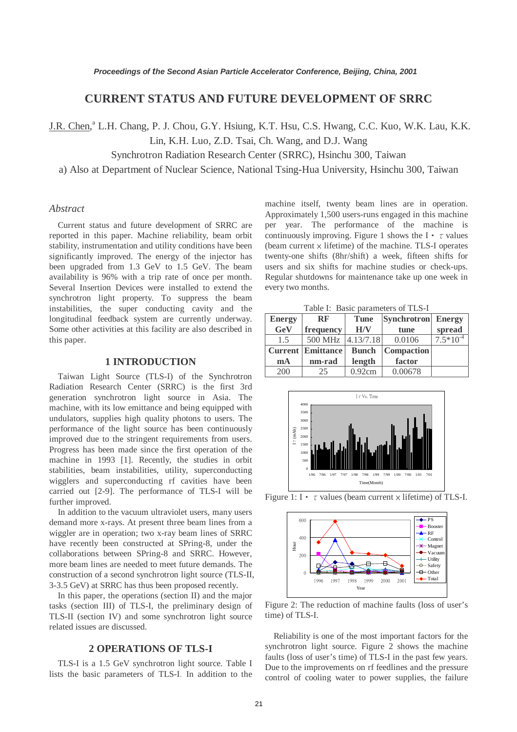*Proceedings of the Second Asian Particle Accelerator Conference, Beijing, China, 2001*

# CURRENT STATUS AND FUTURE DEVELOPMENT OF SRRC

J.R. Chen,[a] L.H. Chang, P. J. Chou, G.Y. Hsiung, K.T. Hsu, C.S. Hwang, C.C. Kuo, W.K. Lau, K.K. Lin, K.H. Luo, Z.D. Tsai, Ch. Wang, and D.J. Wang

Synchrotron Radiation Research Center (SRRC), Hsinchu 300, Taiwan

a) Also at Department of Nuclear Science, National Tsing-Hua University, Hsinchu 300, Taiwan

## *Abstract*

Current status and future development of SRRC are reported in this paper. Machine reliability, beam orbit stability, instrumentation and utility conditions have been significantly improved. The energy of the injector has been upgraded from 1.3 GeV to 1.5 GeV. The beam availability is 96% with a trip rate of once per month. Several Insertion Devices were installed to extend the synchrotron light property. To suppress the beam instabilities, the super conducting cavity and the longitudinal feedback system are currently underway. Some other activities at this facility are also described in this paper.

## 1 INTRODUCTION

Taiwan Light Source (TLS-I) of the Synchrotron Radiation Research Center (SRRC) is the first 3rd generation synchrotron light source in Asia. The machine, with its low emittance and being equipped with undulators, supplies high quality photons to users. The performance of the light source has been continuously improved due to the stringent requirements from users. Progress has been made since the first operation of the machine in 1993 [1]. Recently, the studies in orbit stabilities, beam instabilities, utility, superconducting wigglers and superconducting rf cavities have been carried out [2-9]. The performance of TLS-I will be further improved.

In addition to the vacuum ultraviolet users, many users demand more x-rays. At present three beam lines from a wiggler are in operation; two x-ray beam lines of SRRC have recently been constructed at SPring-8, under the collaborations between SPring-8 and SRRC. However, more beam lines are needed to meet future demands. The construction of a second synchrotron light source (TLS-II, 3-3.5 GeV) at SRRC has thus been proposed recently.

In this paper, the operations (section II) and the major tasks (section III) of TLS-I, the preliminary design of TLS-II (section IV) and some synchrotron light source related issues are discussed.

## 2 OPERATIONS OF TLS-I

TLS-I is a 1.5 GeV synchrotron light source. Table I lists the basic parameters of TLS-I. In addition to the machine itself, twenty beam lines are in operation. Approximately 1,500 users-runs engaged in this machine per year. The performance of the machine is continuously improving. Figure 1 shows the I・$\tau$ values (beam current × lifetime) of the machine. TLS-I operates twenty-one shifts (8hr/shift) a week, fifteen shifts for users and six shifts for machine studies or check-ups. Regular shutdowns for maintenance take up one week in every two months.

Table I: Basic parameters of TLS-I

| Energy GeV | RF frequency | Tune H/V | Synchrotron tune | Energy spread |
|---|---|---|---|---|
| 1.5 | 500 MHz | 4.13/7.18 | 0.0106 | $7.5*10^{-4}$ |
| **Current mA** | **Emittance nm-rad** | **Bunch length** | **Compaction factor** | |
| 200 | 25 | 0.92cm | 0.00678 | |

Figure 1: I・$\tau$ values (beam current × lifetime) of TLS-I.

Figure 2: The reduction of machine faults (loss of user's time) of TLS-I.

Reliability is one of the most important factors for the synchrotron light source. Figure 2 shows the machine faults (loss of user's time) of TLS-I in the past few years. Due to the improvements on rf feedlines and the pressure control of cooling water to power supplies, the failure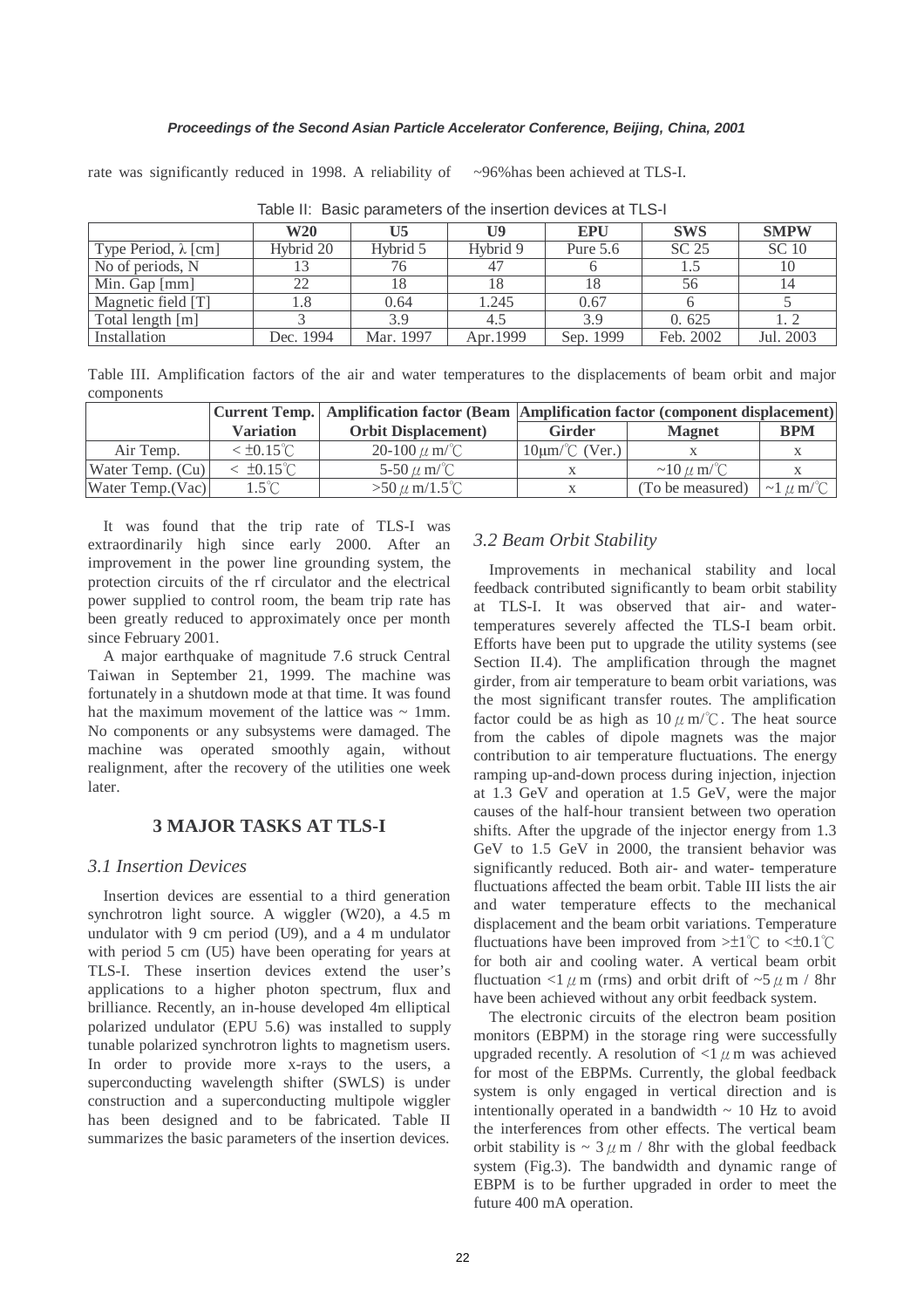rate was significantly reduced in 1998. A reliability of ~96%has been achieved at TLS-I.

Table II: Basic parameters of the insertion devices at TLS-I

| | W20 | U5 | U9 | EPU | SWS | SMPW |
|---|---|---|---|---|---|---|
| Type Period, λ [cm] | Hybrid 20 | Hybrid 5 | Hybrid 9 | Pure 5.6 | SC 25 | SC 10 |
| No of periods, N | 13 | 76 | 47 | 6 | 1.5 | 10 |
| Min. Gap [mm] | 22 | 18 | 18 | 18 | 56 | 14 |
| Magnetic field [T] | 1.8 | 0.64 | 1.245 | 0.67 | 6 | 5 |
| Total length [m] | 3 | 3.9 | 4.5 | 3.9 | 0. 625 | 1. 2 |
| Installation | Dec. 1994 | Mar. 1997 | Apr.1999 | Sep. 1999 | Feb. 2002 | Jul. 2003 |

Table III. Amplification factors of the air and water temperatures to the displacements of beam orbit and major components

| | Current Temp. Variation | Amplification factor (Beam Orbit Displacement) | Amplification factor (component displacement) | | |
|---|---|---|---|---|---|
| | | | Girder | Magnet | BPM |
| Air Temp. | < ±0.15℃ | 20-100 μm/℃ | 10μm/℃ (Ver.) | x | x |
| Water Temp. (Cu) | < ±0.15℃ | 5-50 μm/℃ | x | ~10 μm/℃ | x |
| Water Temp.(Vac) | 1.5℃ | >50 μm/1.5℃ | x | (To be measured) | ~1 μm/℃ |

It was found that the trip rate of TLS-I was extraordinarily high since early 2000. After an improvement in the power line grounding system, the protection circuits of the rf circulator and the electrical power supplied to control room, the beam trip rate has been greatly reduced to approximately once per month since February 2001.

A major earthquake of magnitude 7.6 struck Central Taiwan in September 21, 1999. The machine was fortunately in a shutdown mode at that time. It was found hat the maximum movement of the lattice was ~ 1mm. No components or any subsystems were damaged. The machine was operated smoothly again, without realignment, after the recovery of the utilities one week later.

## 3 MAJOR TASKS AT TLS-I

### *3.1 Insertion Devices*

Insertion devices are essential to a third generation synchrotron light source. A wiggler (W20), a 4.5 m undulator with 9 cm period (U9), and a 4 m undulator with period 5 cm (U5) have been operating for years at TLS-I. These insertion devices extend the user's applications to a higher photon spectrum, flux and brilliance. Recently, an in-house developed 4m elliptical polarized undulator (EPU 5.6) was installed to supply tunable polarized synchrotron lights to magnetism users. In order to provide more x-rays to the users, a superconducting wavelength shifter (SWLS) is under construction and a superconducting multipole wiggler has been designed and to be fabricated. Table II summarizes the basic parameters of the insertion devices.

### *3.2 Beam Orbit Stability*

Improvements in mechanical stability and local feedback contributed significantly to beam orbit stability at TLS-I. It was observed that air- and water-temperatures severely affected the TLS-I beam orbit. Efforts have been put to upgrade the utility systems (see Section II.4). The amplification through the magnet girder, from air temperature to beam orbit variations, was the most significant transfer routes. The amplification factor could be as high as 10 μm/℃. The heat source from the cables of dipole magnets was the major contribution to air temperature fluctuations. The energy ramping up-and-down process during injection, injection at 1.3 GeV and operation at 1.5 GeV, were the major causes of the half-hour transient between two operation shifts. After the upgrade of the injector energy from 1.3 GeV to 1.5 GeV in 2000, the transient behavior was significantly reduced. Both air- and water- temperature fluctuations affected the beam orbit. Table III lists the air and water temperature effects to the mechanical displacement and the beam orbit variations. Temperature fluctuations have been improved from >±1℃ to <±0.1℃ for both air and cooling water. A vertical beam orbit fluctuation <1 μm (rms) and orbit drift of ~5 μm / 8hr have been achieved without any orbit feedback system.

The electronic circuits of the electron beam position monitors (EBPM) in the storage ring were successfully upgraded recently. A resolution of <1 μm was achieved for most of the EBPMs. Currently, the global feedback system is only engaged in vertical direction and is intentionally operated in a bandwidth ~ 10 Hz to avoid the interferences from other effects. The vertical beam orbit stability is ~ 3 μm / 8hr with the global feedback system (Fig.3). The bandwidth and dynamic range of EBPM is to be further upgraded in order to meet the future 400 mA operation.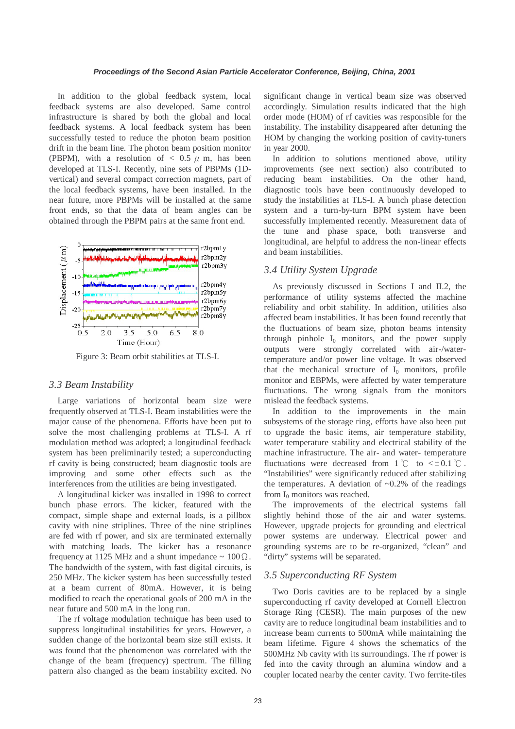In addition to the global feedback system, local feedback systems are also developed. Same control infrastructure is shared by both the global and local feedback systems. A local feedback system has been successfully tested to reduce the photon beam position drift in the beam line. The photon beam position monitor (PBPM), with a resolution of < 0.5 μm, has been developed at TLS-I. Recently, nine sets of PBPMs (1D-vertical) and several compact correction magnets, part of the local feedback systems, have been installed. In the near future, more PBPMs will be installed at the same front ends, so that the data of beam angles can be obtained through the PBPM pairs at the same front end.

Figure 3: Beam orbit stabilities at TLS-I.

### 3.3 Beam Instability

Large variations of horizontal beam size were frequently observed at TLS-I. Beam instabilities were the major cause of the phenomena. Efforts have been put to solve the most challenging problems at TLS-I. A rf modulation method was adopted; a longitudinal feedback system has been preliminarily tested; a superconducting rf cavity is being constructed; beam diagnostic tools are improving and some other effects such as the interferences from the utilities are being investigated.

A longitudinal kicker was installed in 1998 to correct bunch phase errors. The kicker, featured with the compact, simple shape and external loads, is a pillbox cavity with nine striplines. Three of the nine striplines are fed with rf power, and six are terminated externally with matching loads. The kicker has a resonance frequency at 1125 MHz and a shunt impedance ~ 100Ω. The bandwidth of the system, with fast digital circuits, is 250 MHz. The kicker system has been successfully tested at a beam current of 80mA. However, it is being modified to reach the operational goals of 200 mA in the near future and 500 mA in the long run.

The rf voltage modulation technique has been used to suppress longitudinal instabilities for years. However, a sudden change of the horizontal beam size still exists. It was found that the phenomenon was correlated with the change of the beam (frequency) spectrum. The filling pattern also changed as the beam instability excited. No significant change in vertical beam size was observed accordingly. Simulation results indicated that the high order mode (HOM) of rf cavities was responsible for the instability. The instability disappeared after detuning the HOM by changing the working position of cavity-tuners in year 2000.

In addition to solutions mentioned above, utility improvements (see next section) also contributed to reducing beam instabilities. On the other hand, diagnostic tools have been continuously developed to study the instabilities at TLS-I. A bunch phase detection system and a turn-by-turn BPM system have been successfully implemented recently. Measurement data of the tune and phase space, both transverse and longitudinal, are helpful to address the non-linear effects and beam instabilities.

### 3.4 Utility System Upgrade

As previously discussed in Sections I and II.2, the performance of utility systems affected the machine reliability and orbit stability. In addition, utilities also affected beam instabilities. It has been found recently that the fluctuations of beam size, photon beams intensity through pinhole $I_0$ monitors, and the power supply outputs were strongly correlated with air-/water-temperature and/or power line voltage. It was observed that the mechanical structure of $I_0$ monitors, profile monitor and EBPMs, were affected by water temperature fluctuations. The wrong signals from the monitors mislead the feedback systems.

In addition to the improvements in the main subsystems of the storage ring, efforts have also been put to upgrade the basic items, air temperature stability, water temperature stability and electrical stability of the machine infrastructure. The air- and water- temperature fluctuations were decreased from 1℃ to <±0.1℃. "Instabilities" were significantly reduced after stabilizing the temperatures. A deviation of ~0.2% of the readings from $I_0$ monitors was reached.

The improvements of the electrical systems fall slightly behind those of the air and water systems. However, upgrade projects for grounding and electrical power systems are underway. Electrical power and grounding systems are to be re-organized, "clean" and "dirty" systems will be separated.

### 3.5 Superconducting RF System

Two Doris cavities are to be replaced by a single superconducting rf cavity developed at Cornell Electron Storage Ring (CESR). The main purposes of the new cavity are to reduce longitudinal beam instabilities and to increase beam currents to 500mA while maintaining the beam lifetime. Figure 4 shows the schematics of the 500MHz Nb cavity with its surroundings. The rf power is fed into the cavity through an alumina window and a coupler located nearby the center cavity. Two ferrite-tiles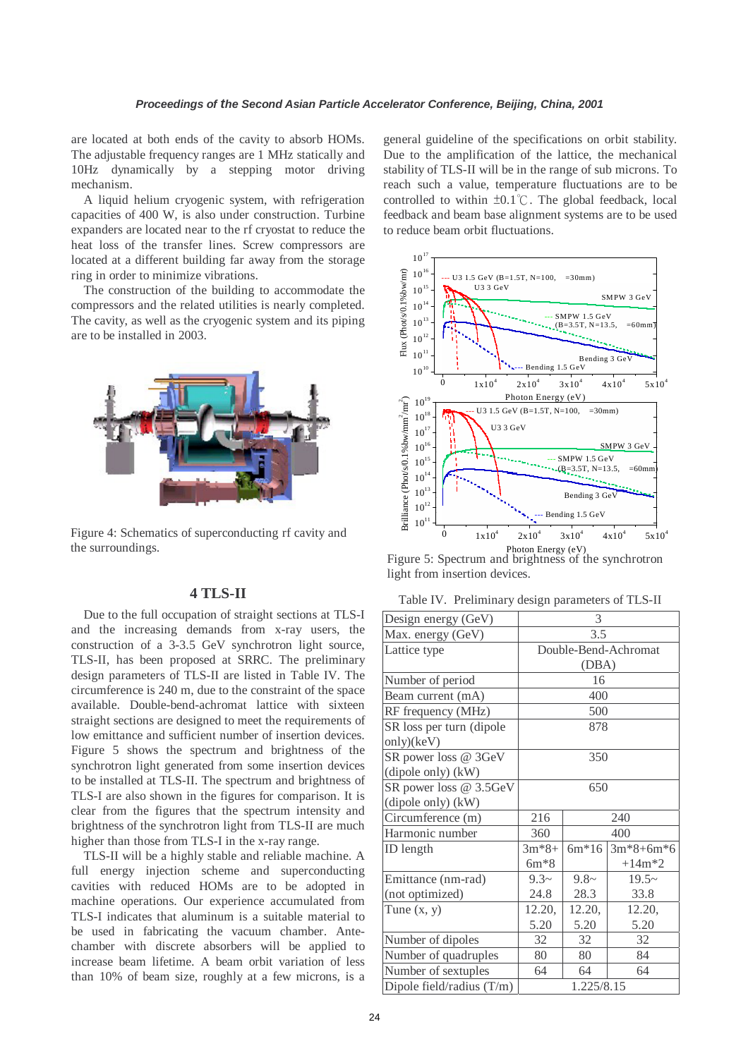are located at both ends of the cavity to absorb HOMs. The adjustable frequency ranges are 1 MHz statically and 10Hz dynamically by a stepping motor driving mechanism.

A liquid helium cryogenic system, with refrigeration capacities of 400 W, is also under construction. Turbine expanders are located near to the rf cryostat to reduce the heat loss of the transfer lines. Screw compressors are located at a different building far away from the storage ring in order to minimize vibrations.

The construction of the building to accommodate the compressors and the related utilities is nearly completed. The cavity, as well as the cryogenic system and its piping are to be installed in 2003.

Figure 4: Schematics of superconducting rf cavity and the surroundings.

## 4 TLS-II

Due to the full occupation of straight sections at TLS-I and the increasing demands from x-ray users, the construction of a 3-3.5 GeV synchrotron light source, TLS-II, has been proposed at SRRC. The preliminary design parameters of TLS-II are listed in Table IV. The circumference is 240 m, due to the constraint of the space available. Double-bend-achromat lattice with sixteen straight sections are designed to meet the requirements of low emittance and sufficient number of insertion devices. Figure 5 shows the spectrum and brightness of the synchrotron light generated from some insertion devices to be installed at TLS-II. The spectrum and brightness of TLS-I are also shown in the figures for comparison. It is clear from the figures that the spectrum intensity and brightness of the synchrotron light from TLS-II are much higher than those from TLS-I in the x-ray range.

TLS-II will be a highly stable and reliable machine. A full energy injection scheme and superconducting cavities with reduced HOMs are to be adopted in machine operations. Our experience accumulated from TLS-I indicates that aluminum is a suitable material to be used in fabricating the vacuum chamber. Ante-chamber with discrete absorbers will be applied to increase beam lifetime. A beam orbit variation of less than 10% of beam size, roughly at a few microns, is a general guideline of the specifications on orbit stability. Due to the amplification of the lattice, the mechanical stability of TLS-II will be in the range of sub microns. To reach such a value, temperature fluctuations are to be controlled to within ±0.1℃. The global feedback, local feedback and beam base alignment systems are to be used to reduce beam orbit fluctuations.

Figure 5: Spectrum and brightness of the synchrotron light from insertion devices.

Table IV. Preliminary design parameters of TLS-II

| Design energy (GeV) | 3 | | |
|---|---|---|---|
| Max. energy (GeV) | 3.5 | | |
| Lattice type | Double-Bend-Achromat (DBA) | | |
| Number of period | 16 | | |
| Beam current (mA) | 400 | | |
| RF frequency (MHz) | 500 | | |
| SR loss per turn (dipole only)(keV) | 878 | | |
| SR power loss @ 3GeV (dipole only) (kW) | 350 | | |
| SR power loss @ 3.5GeV (dipole only) (kW) | 650 | | |
| Circumference (m) | 216 | 240 | |
| Harmonic number | 360 | 400 | |
| ID length | 3m*8+ 6m*8 | 6m*16 | 3m*8+6m*6 +14m*2 |
| Emittance (nm-rad) (not optimized) | 9.3~ 24.8 | 9.8~ 28.3 | 19.5~ 33.8 |
| Tune (x, y) | 12.20, 5.20 | 12.20, 5.20 | 12.20, 5.20 |
| Number of dipoles | 32 | 32 | 32 |
| Number of quadruples | 80 | 80 | 84 |
| Number of sextuples | 64 | 64 | 64 |
| Dipole field/radius (T/m) | 1.225/8.15 | | |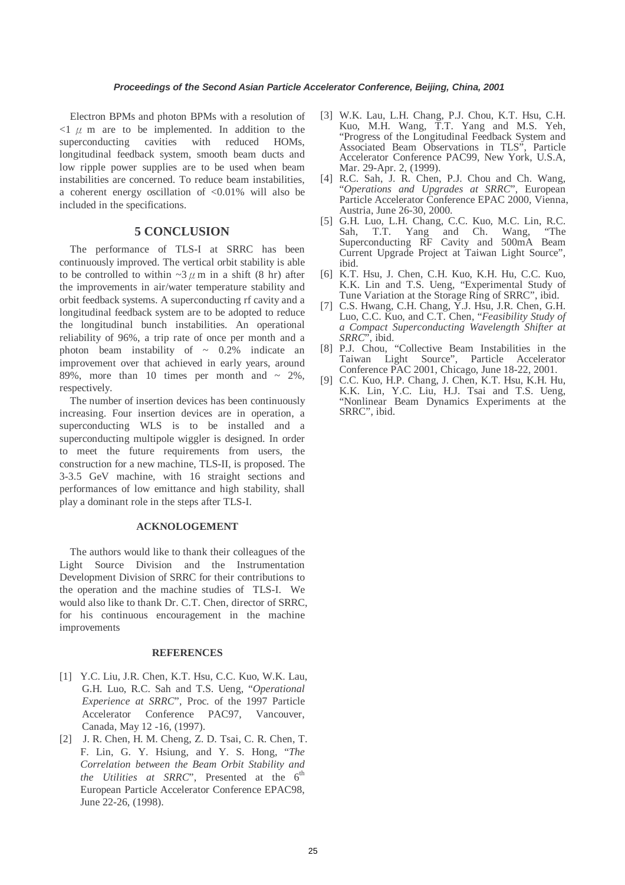Electron BPMs and photon BPMs with a resolution of <1 $\mu$ m are to be implemented. In addition to the superconducting cavities with reduced HOMs, longitudinal feedback system, smooth beam ducts and low ripple power supplies are to be used when beam instabilities are concerned. To reduce beam instabilities, a coherent energy oscillation of <0.01% will also be included in the specifications.

## 5 CONCLUSION

The performance of TLS-I at SRRC has been continuously improved. The vertical orbit stability is able to be controlled to within ~3 $\mu$ m in a shift (8 hr) after the improvements in air/water temperature stability and orbit feedback systems. A superconducting rf cavity and a longitudinal feedback system are to be adopted to reduce the longitudinal bunch instabilities. An operational reliability of 96%, a trip rate of once per month and a photon beam instability of ~ 0.2% indicate an improvement over that achieved in early years, around 89%, more than 10 times per month and ~ 2%, respectively.

The number of insertion devices has been continuously increasing. Four insertion devices are in operation, a superconducting WLS is to be installed and a superconducting multipole wiggler is designed. In order to meet the future requirements from users, the construction for a new machine, TLS-II, is proposed. The 3-3.5 GeV machine, with 16 straight sections and performances of low emittance and high stability, shall play a dominant role in the steps after TLS-I.

### ACKNOLOGEMENT

The authors would like to thank their colleagues of the Light Source Division and the Instrumentation Development Division of SRRC for their contributions to the operation and the machine studies of TLS-I. We would also like to thank Dr. C.T. Chen, director of SRRC, for his continuous encouragement in the machine improvements

### REFERENCES

[1] Y.C. Liu, J.R. Chen, K.T. Hsu, C.C. Kuo, W.K. Lau, G.H. Luo, R.C. Sah and T.S. Ueng, "*Operational Experience at SRRC*", Proc. of the 1997 Particle Accelerator Conference PAC97, Vancouver, Canada, May 12 -16, (1997).

[2] J. R. Chen, H. M. Cheng, Z. D. Tsai, C. R. Chen, T. F. Lin, G. Y. Hsiung, and Y. S. Hong, "*The Correlation between the Beam Orbit Stability and the Utilities at SRRC*", Presented at the 6th European Particle Accelerator Conference EPAC98, June 22-26, (1998).

[3] W.K. Lau, L.H. Chang, P.J. Chou, K.T. Hsu, C.H. Kuo, M.H. Wang, T.T. Yang and M.S. Yeh, "Progress of the Longitudinal Feedback System and Associated Beam Observations in TLS", Particle Accelerator Conference PAC99, New York, U.S.A, Mar. 29-Apr. 2, (1999).

[4] R.C. Sah, J. R. Chen, P.J. Chou and Ch. Wang, "*Operations and Upgrades at SRRC*", European Particle Accelerator Conference EPAC 2000, Vienna, Austria, June 26-30, 2000.

[5] G.H. Luo, L.H. Chang, C.C. Kuo, M.C. Lin, R.C. Sah, T.T. Yang and Ch. Wang, "The Superconducting RF Cavity and 500mA Beam Current Upgrade Project at Taiwan Light Source", ibid.

[6] K.T. Hsu, J. Chen, C.H. Kuo, K.H. Hu, C.C. Kuo, K.K. Lin and T.S. Ueng, "Experimental Study of Tune Variation at the Storage Ring of SRRC", ibid.

[7] C.S. Hwang, C.H. Chang, Y.J. Hsu, J.R. Chen, G.H. Luo, C.C. Kuo, and C.T. Chen, "*Feasibility Study of a Compact Superconducting Wavelength Shifter at SRRC*", ibid.

[8] P.J. Chou, "Collective Beam Instabilities in the Taiwan Light Source", Particle Accelerator Conference PAC 2001, Chicago, June 18-22, 2001.

[9] C.C. Kuo, H.P. Chang, J. Chen, K.T. Hsu, K.H. Hu, K.K. Lin, Y.C. Liu, H.J. Tsai and T.S. Ueng, "Nonlinear Beam Dynamics Experiments at the SRRC", ibid.